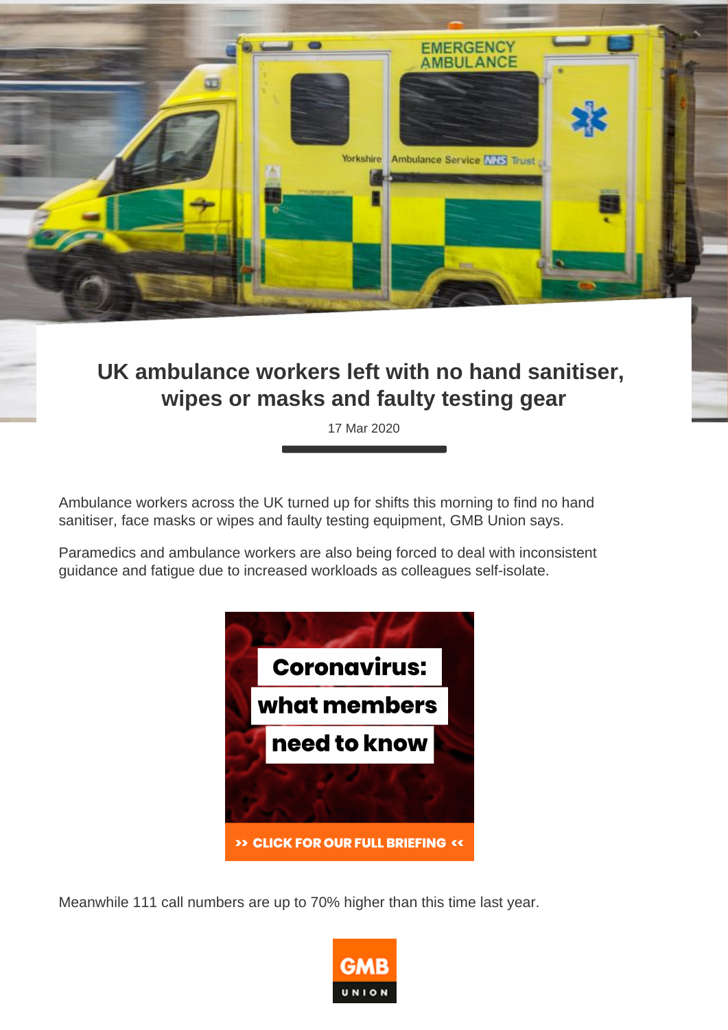# UK ambulance workers left with no hand sanitiser, wipes or masks and faulty testing gear

17 Mar 2020

Ambulance workers across the UK turned up for shifts this morning to find no hand sanitiser, face masks or wipes and faulty testing equipment, GMB Union says.

Paramedics and ambulance workers are also being forced to deal with inconsistent guidance and fatigue due to increased workloads as colleagues self-isolate.

Meanwhile 111 call numbers are up to 70% higher than this time last year.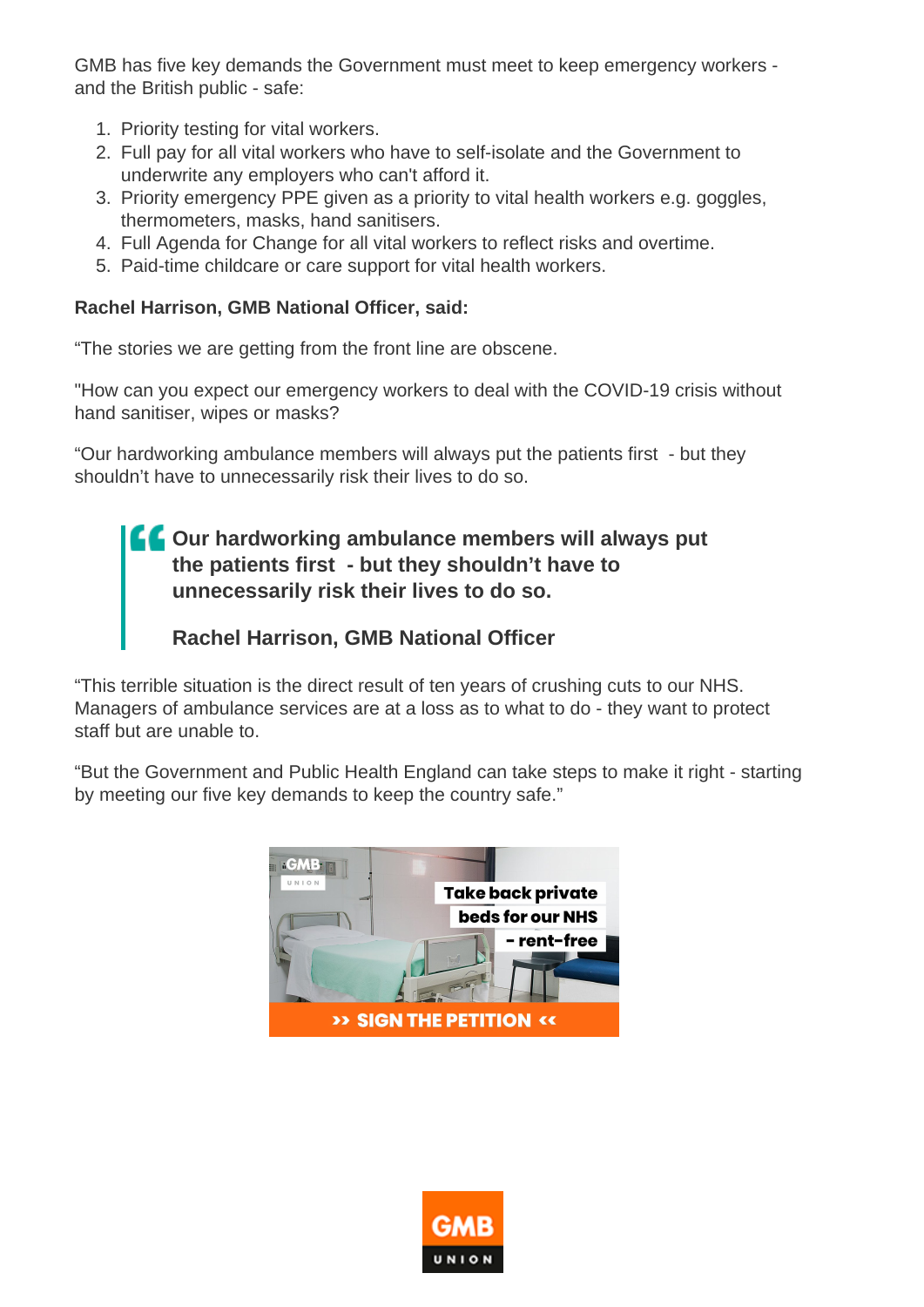GMB has five key demands the Government must meet to keep emergency workers - and the British public - safe:

1. Priority testing for vital workers.
2. Full pay for all vital workers who have to self-isolate and the Government to underwrite any employers who can't afford it.
3. Priority emergency PPE given as a priority to vital health workers e.g. goggles, thermometers, masks, hand sanitisers.
4. Full Agenda for Change for all vital workers to reflect risks and overtime.
5. Paid-time childcare or care support for vital health workers.

**Rachel Harrison, GMB National Officer, said:**

“The stories we are getting from the front line are obscene.

"How can you expect our emergency workers to deal with the COVID-19 crisis without hand sanitiser, wipes or masks?

“Our hardworking ambulance members will always put the patients first - but they shouldn’t have to unnecessarily risk their lives to do so.

> **Our hardworking ambulance members will always put the patients first - but they shouldn’t have to unnecessarily risk their lives to do so.**
>
> **Rachel Harrison, GMB National Officer**

“This terrible situation is the direct result of ten years of crushing cuts to our NHS. Managers of ambulance services are at a loss as to what to do - they want to protect staff but are unable to.

“But the Government and Public Health England can take steps to make it right - starting by meeting our five key demands to keep the country safe.”